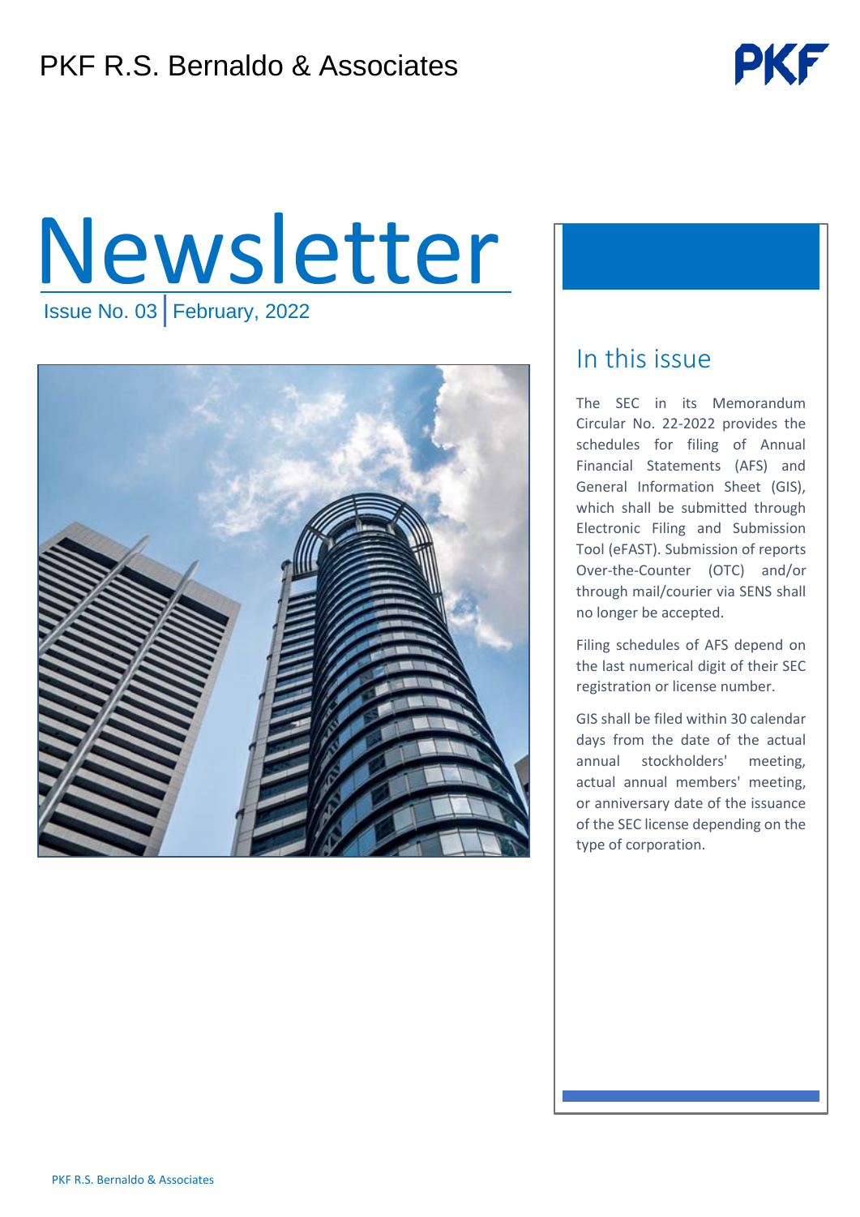PKF R.S. Bernaldo & Associates

# Newsletter

Issue No. 03 | February, 2022

## In this issue

The SEC in its Memorandum Circular No. 22-2022 provides the schedules for filing of Annual Financial Statements (AFS) and General Information Sheet (GIS), which shall be submitted through Electronic Filing and Submission Tool (eFAST). Submission of reports Over-the-Counter (OTC) and/or through mail/courier via SENS shall no longer be accepted.

Filing schedules of AFS depend on the last numerical digit of their SEC registration or license number.

GIS shall be filed within 30 calendar days from the date of the actual annual stockholders' meeting, actual annual members' meeting, or anniversary date of the issuance of the SEC license depending on the type of corporation.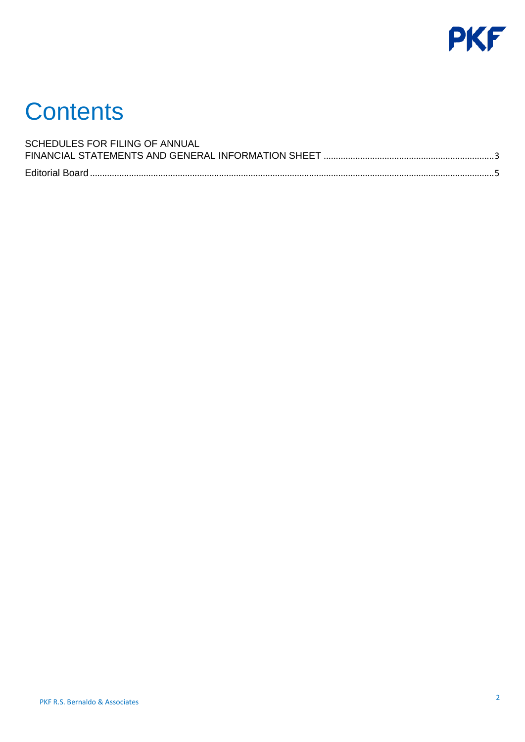# Contents

SCHEDULES FOR FILING OF ANNUAL FINANCIAL STATEMENTS AND GENERAL INFORMATION SHEET ....................................................................3

Editorial Board ..................................................................................................................................................5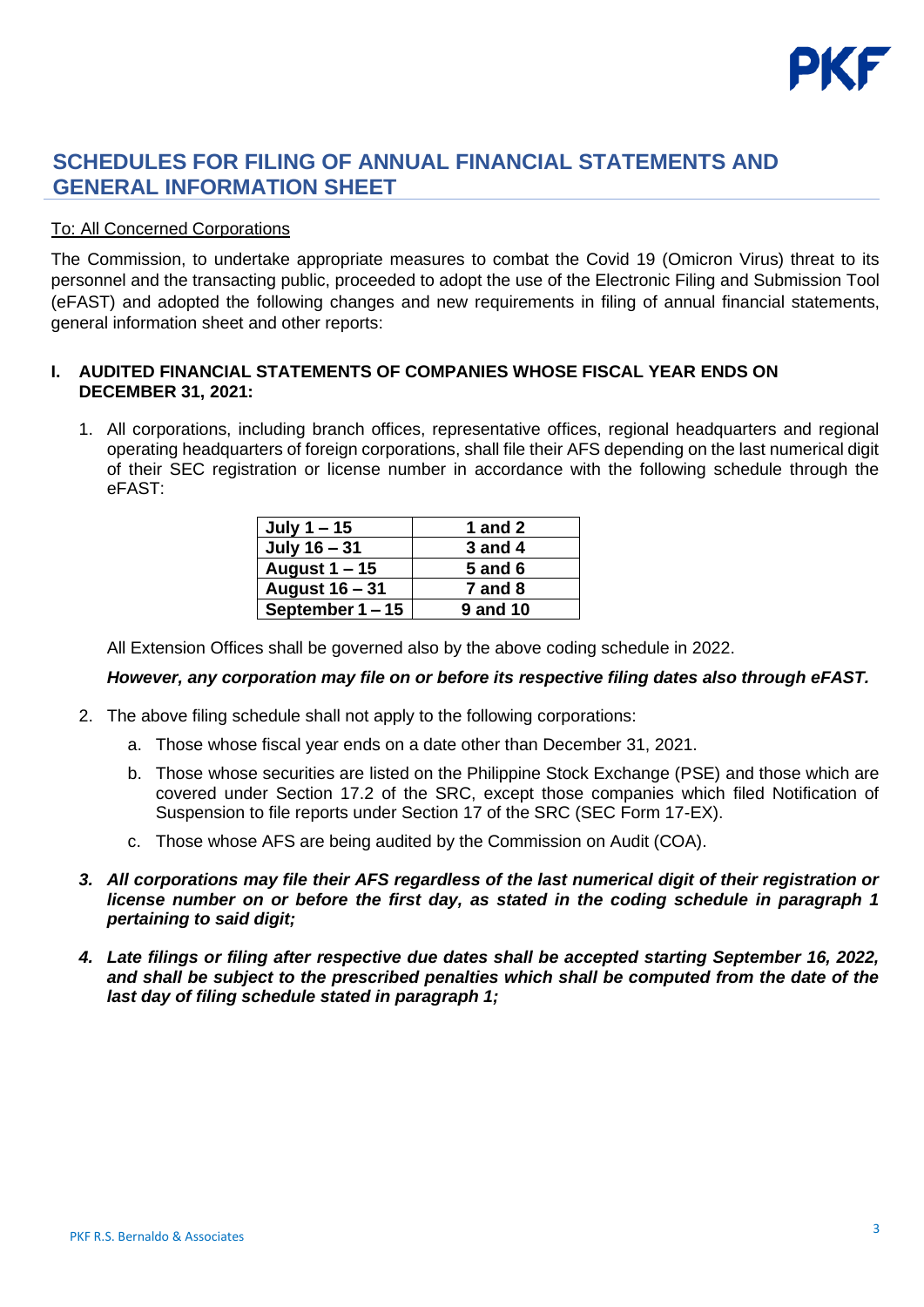## SCHEDULES FOR FILING OF ANNUAL FINANCIAL STATEMENTS AND GENERAL INFORMATION SHEET

To: All Concerned Corporations

The Commission, to undertake appropriate measures to combat the Covid 19 (Omicron Virus) threat to its personnel and the transacting public, proceeded to adopt the use of the Electronic Filing and Submission Tool (eFAST) and adopted the following changes and new requirements in filing of annual financial statements, general information sheet and other reports:

**I. AUDITED FINANCIAL STATEMENTS OF COMPANIES WHOSE FISCAL YEAR ENDS ON DECEMBER 31, 2021:**

1. All corporations, including branch offices, representative offices, regional headquarters and regional operating headquarters of foreign corporations, shall file their AFS depending on the last numerical digit of their SEC registration or license number in accordance with the following schedule through the eFAST:

| July 1 – 15 | 1 and 2 |
|---|---|
| July 16 – 31 | 3 and 4 |
| August 1 – 15 | 5 and 6 |
| August 16 – 31 | 7 and 8 |
| September 1 – 15 | 9 and 10 |

   All Extension Offices shall be governed also by the above coding schedule in 2022.

   ***However, any corporation may file on or before its respective filing dates also through eFAST.***

2. The above filing schedule shall not apply to the following corporations:

   a. Those whose fiscal year ends on a date other than December 31, 2021.

   b. Those whose securities are listed on the Philippine Stock Exchange (PSE) and those which are covered under Section 17.2 of the SRC, except those companies which filed Notification of Suspension to file reports under Section 17 of the SRC (SEC Form 17-EX).

   c. Those whose AFS are being audited by the Commission on Audit (COA).

3. ***All corporations may file their AFS regardless of the last numerical digit of their registration or license number on or before the first day, as stated in the coding schedule in paragraph 1 pertaining to said digit;***

4. ***Late filings or filing after respective due dates shall be accepted starting September 16, 2022, and shall be subject to the prescribed penalties which shall be computed from the date of the last day of filing schedule stated in paragraph 1;***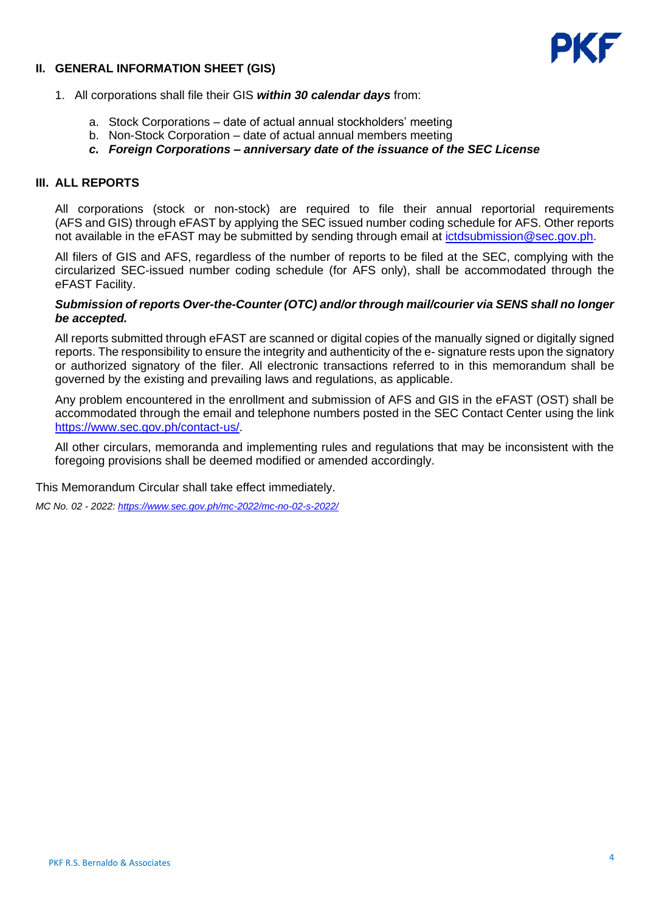## II. GENERAL INFORMATION SHEET (GIS)

1. All corporations shall file their GIS ***within 30 calendar days*** from:

   a. Stock Corporations – date of actual annual stockholders' meeting
   b. Non-Stock Corporation – date of actual annual members meeting
   ***c. Foreign Corporations – anniversary date of the issuance of the SEC License***

## III. ALL REPORTS

All corporations (stock or non-stock) are required to file their annual reportorial requirements (AFS and GIS) through eFAST by applying the SEC issued number coding schedule for AFS. Other reports not available in the eFAST may be submitted by sending through email at ictdsubmission@sec.gov.ph.

All filers of GIS and AFS, regardless of the number of reports to be filed at the SEC, complying with the circularized SEC-issued number coding schedule (for AFS only), shall be accommodated through the eFAST Facility.

***Submission of reports Over-the-Counter (OTC) and/or through mail/courier via SENS shall no longer be accepted.***

All reports submitted through eFAST are scanned or digital copies of the manually signed or digitally signed reports. The responsibility to ensure the integrity and authenticity of the e- signature rests upon the signatory or authorized signatory of the filer. All electronic transactions referred to in this memorandum shall be governed by the existing and prevailing laws and regulations, as applicable.

Any problem encountered in the enrollment and submission of AFS and GIS in the eFAST (OST) shall be accommodated through the email and telephone numbers posted in the SEC Contact Center using the link https://www.sec.gov.ph/contact-us/.

All other circulars, memoranda and implementing rules and regulations that may be inconsistent with the foregoing provisions shall be deemed modified or amended accordingly.

This Memorandum Circular shall take effect immediately.

*MC No. 02 - 2022: https://www.sec.gov.ph/mc-2022/mc-no-02-s-2022/*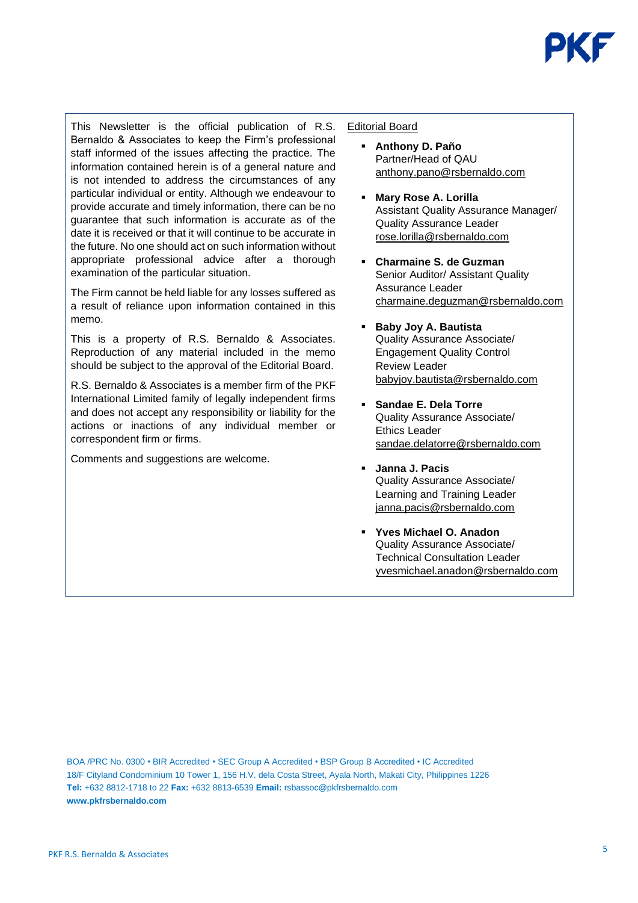This Newsletter is the official publication of R.S. Bernaldo & Associates to keep the Firm's professional staff informed of the issues affecting the practice. The information contained herein is of a general nature and is not intended to address the circumstances of any particular individual or entity. Although we endeavour to provide accurate and timely information, there can be no guarantee that such information is accurate as of the date it is received or that it will continue to be accurate in the future. No one should act on such information without appropriate professional advice after a thorough examination of the particular situation.

The Firm cannot be held liable for any losses suffered as a result of reliance upon information contained in this memo.

This is a property of R.S. Bernaldo & Associates. Reproduction of any material included in the memo should be subject to the approval of the Editorial Board.

R.S. Bernaldo & Associates is a member firm of the PKF International Limited family of legally independent firms and does not accept any responsibility or liability for the actions or inactions of any individual member or correspondent firm or firms.

Comments and suggestions are welcome.

Editorial Board

- **Anthony D. Paño**
  Partner/Head of QAU
  anthony.pano@rsbernaldo.com
- **Mary Rose A. Lorilla**
  Assistant Quality Assurance Manager/ Quality Assurance Leader
  rose.lorilla@rsbernaldo.com
- **Charmaine S. de Guzman**
  Senior Auditor/ Assistant Quality Assurance Leader
  charmaine.deguzman@rsbernaldo.com
- **Baby Joy A. Bautista**
  Quality Assurance Associate/ Engagement Quality Control Review Leader
  babyjoy.bautista@rsbernaldo.com
- **Sandae E. Dela Torre**
  Quality Assurance Associate/ Ethics Leader
  sandae.delatorre@rsbernaldo.com
- **Janna J. Pacis**
  Quality Assurance Associate/ Learning and Training Leader
  janna.pacis@rsbernaldo.com
- **Yves Michael O. Anadon**
  Quality Assurance Associate/ Technical Consultation Leader
  yvesmichael.anadon@rsbernaldo.com

BOA /PRC No. 0300 • BIR Accredited • SEC Group A Accredited • BSP Group B Accredited • IC Accredited
18/F Cityland Condominium 10 Tower 1, 156 H.V. dela Costa Street, Ayala North, Makati City, Philippines 1226
**Tel:** +632 8812-1718 to 22 **Fax:** +632 8813-6539 **Email:** rsbassoc@pkfrsbernaldo.com
**www.pkfrsbernaldo.com**